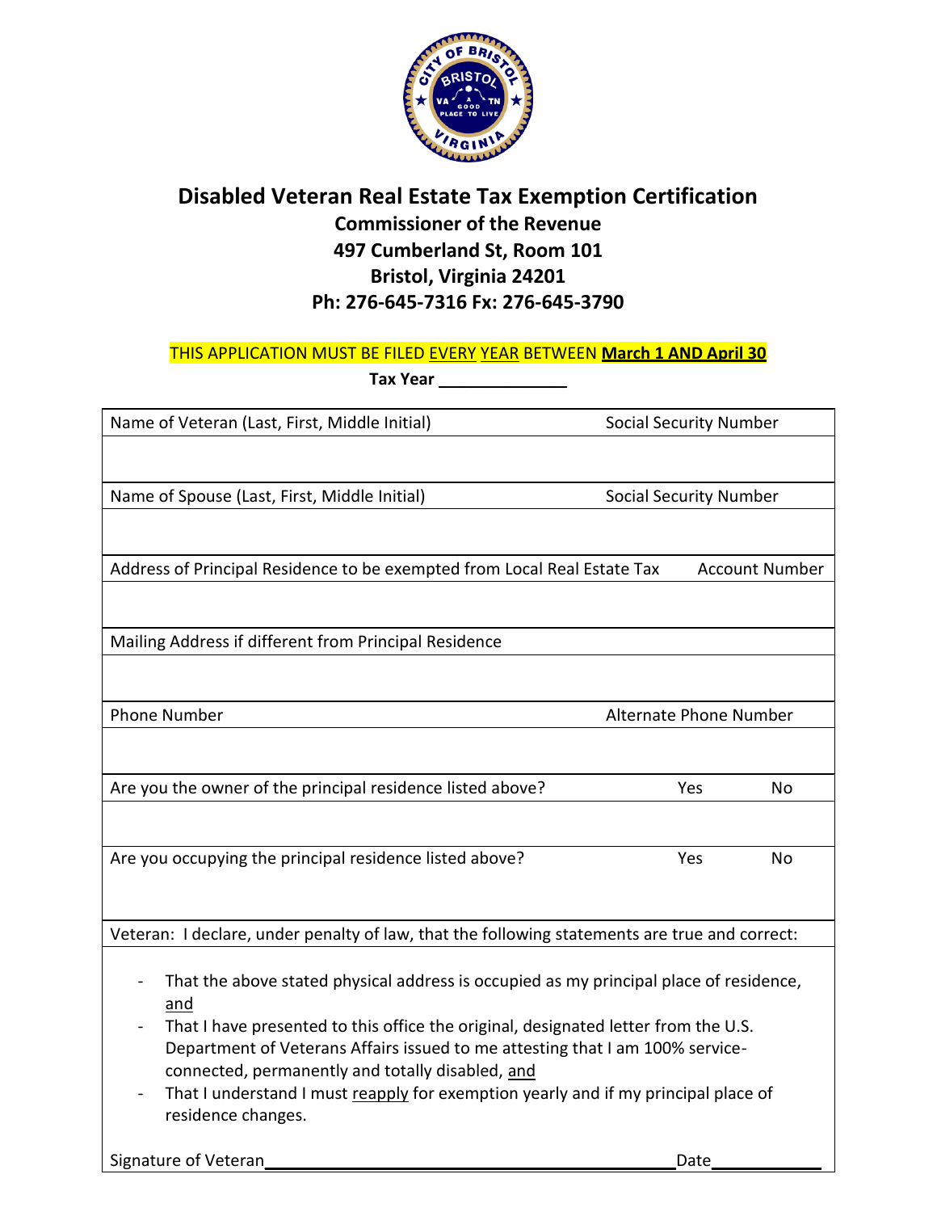# Disabled Veteran Real Estate Tax Exemption Certification

**Commissioner of the Revenue**
**497 Cumberland St, Room 101**
**Bristol, Virginia 24201**
**Ph: 276-645-7316 Fx: 276-645-3790**

THIS APPLICATION MUST BE FILED EVERY YEAR BETWEEN **March 1 AND April 30**

**Tax Year** _______________

| Name of Veteran (Last, First, Middle Initial) | Social Security Number | |
|---|---|---|
| | | |
| Name of Spouse (Last, First, Middle Initial) | Social Security Number | |
| | | |
| Address of Principal Residence to be exempted from Local Real Estate Tax | Account Number | |
| | | |
| Mailing Address if different from Principal Residence | | |
| | | |
| Phone Number | Alternate Phone Number | |
| | | |
| Are you the owner of the principal residence listed above? | Yes | No |
| | | |
| Are you occupying the principal residence listed above? | Yes | No |
| | | |

Veteran: I declare, under penalty of law, that the following statements are true and correct:

- That the above stated physical address is occupied as my principal place of residence, and
- That I have presented to this office the original, designated letter from the U.S. Department of Veterans Affairs issued to me attesting that I am 100% service-connected, permanently and totally disabled, and
- That I understand I must reapply for exemption yearly and if my principal place of residence changes.

Signature of Veteran_______________________________________________ Date_____________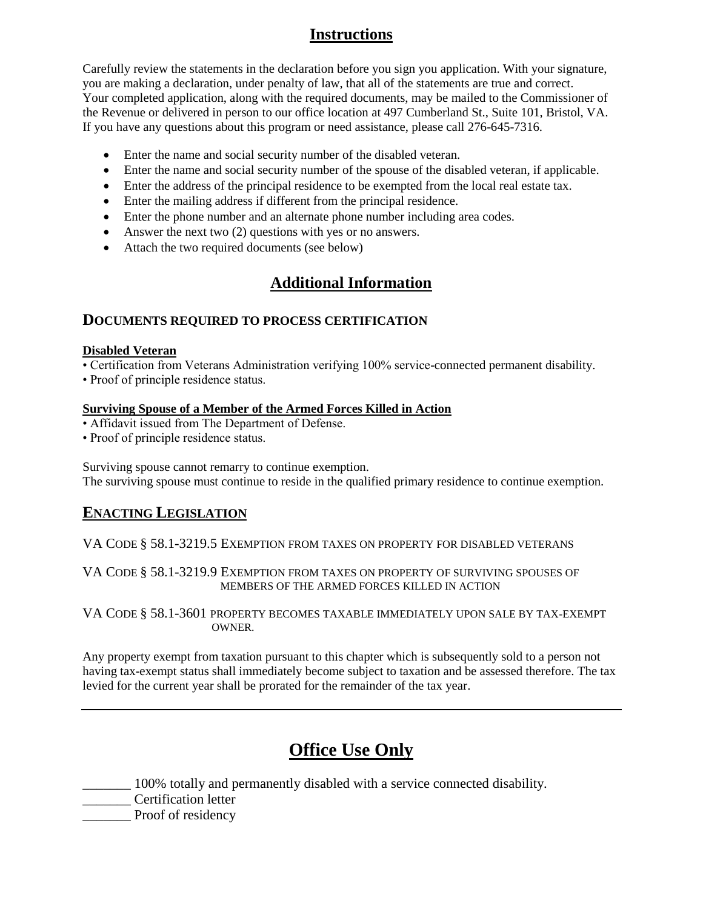## Instructions

Carefully review the statements in the declaration before you sign you application. With your signature, you are making a declaration, under penalty of law, that all of the statements are true and correct. Your completed application, along with the required documents, may be mailed to the Commissioner of the Revenue or delivered in person to our office location at 497 Cumberland St., Suite 101, Bristol, VA. If you have any questions about this program or need assistance, please call 276-645-7316.

- Enter the name and social security number of the disabled veteran.
- Enter the name and social security number of the spouse of the disabled veteran, if applicable.
- Enter the address of the principal residence to be exempted from the local real estate tax.
- Enter the mailing address if different from the principal residence.
- Enter the phone number and an alternate phone number including area codes.
- Answer the next two (2) questions with yes or no answers.
- Attach the two required documents (see below)

## Additional Information

### DOCUMENTS REQUIRED TO PROCESS CERTIFICATION

**Disabled Veteran**

- Certification from Veterans Administration verifying 100% service-connected permanent disability.
- Proof of principle residence status.

**Surviving Spouse of a Member of the Armed Forces Killed in Action**

- Affidavit issued from The Department of Defense.
- Proof of principle residence status.

Surviving spouse cannot remarry to continue exemption.
The surviving spouse must continue to reside in the qualified primary residence to continue exemption.

### ENACTING LEGISLATION

VA CODE § 58.1-3219.5 EXEMPTION FROM TAXES ON PROPERTY FOR DISABLED VETERANS

VA CODE § 58.1-3219.9 EXEMPTION FROM TAXES ON PROPERTY OF SURVIVING SPOUSES OF MEMBERS OF THE ARMED FORCES KILLED IN ACTION

VA CODE § 58.1-3601 PROPERTY BECOMES TAXABLE IMMEDIATELY UPON SALE BY TAX-EXEMPT OWNER.

Any property exempt from taxation pursuant to this chapter which is subsequently sold to a person not having tax-exempt status shall immediately become subject to taxation and be assessed therefore. The tax levied for the current year shall be prorated for the remainder of the tax year.

---

## Office Use Only

_______ 100% totally and permanently disabled with a service connected disability.
_______ Certification letter
_______ Proof of residency